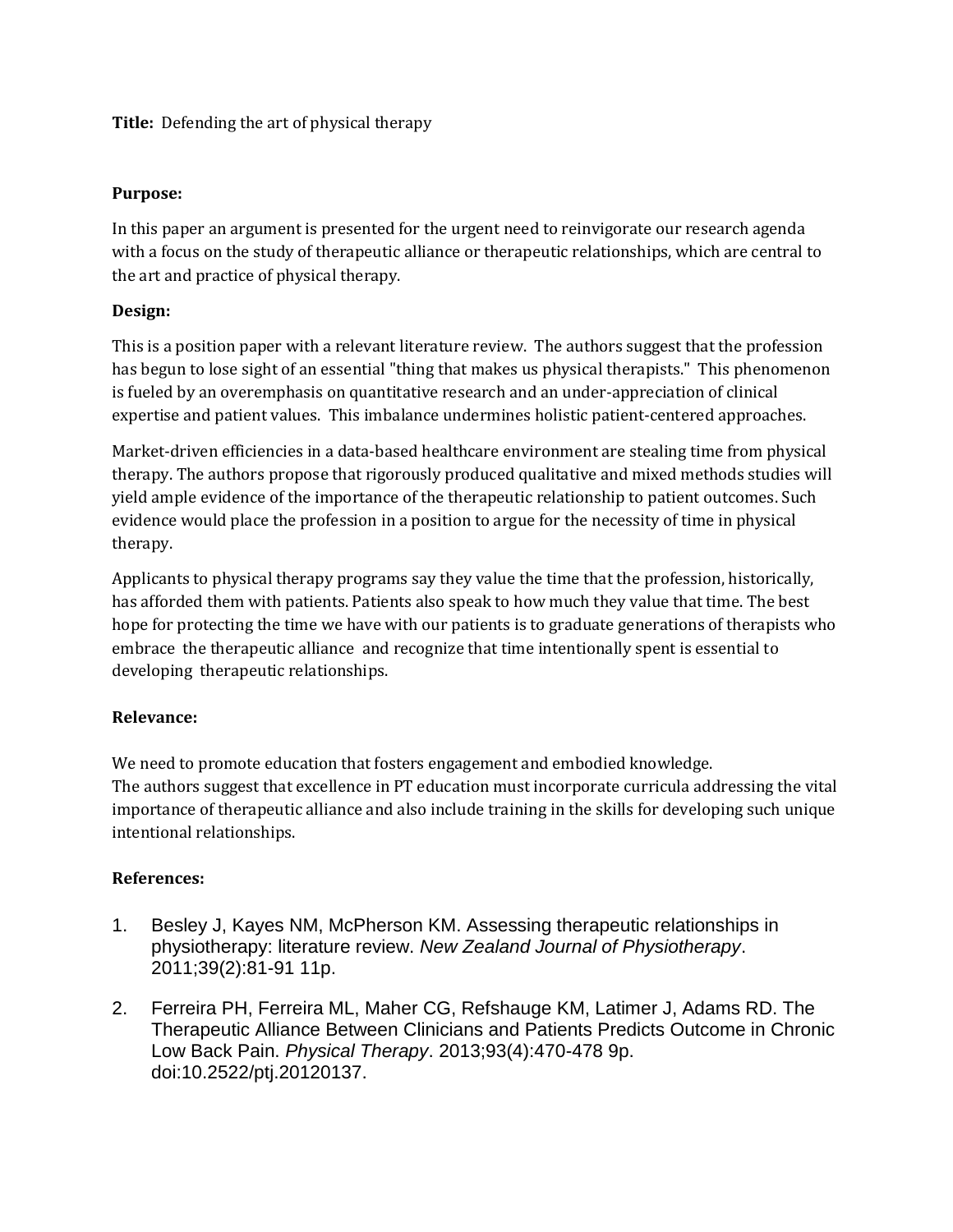**Title:** Defending the art of physical therapy

**Purpose:**

In this paper an argument is presented for the urgent need to reinvigorate our research agenda with a focus on the study of therapeutic alliance or therapeutic relationships, which are central to the art and practice of physical therapy.

**Design:**

This is a position paper with a relevant literature review. The authors suggest that the profession has begun to lose sight of an essential "thing that makes us physical therapists." This phenomenon is fueled by an overemphasis on quantitative research and an under-appreciation of clinical expertise and patient values. This imbalance undermines holistic patient-centered approaches.

Market-driven efficiencies in a data-based healthcare environment are stealing time from physical therapy. The authors propose that rigorously produced qualitative and mixed methods studies will yield ample evidence of the importance of the therapeutic relationship to patient outcomes. Such evidence would place the profession in a position to argue for the necessity of time in physical therapy.

Applicants to physical therapy programs say they value the time that the profession, historically, has afforded them with patients. Patients also speak to how much they value that time. The best hope for protecting the time we have with our patients is to graduate generations of therapists who embrace the therapeutic alliance and recognize that time intentionally spent is essential to developing therapeutic relationships.

**Relevance:**

We need to promote education that fosters engagement and embodied knowledge.
The authors suggest that excellence in PT education must incorporate curricula addressing the vital importance of therapeutic alliance and also include training in the skills for developing such unique intentional relationships.

**References:**

1. Besley J, Kayes NM, McPherson KM. Assessing therapeutic relationships in physiotherapy: literature review. *New Zealand Journal of Physiotherapy*. 2011;39(2):81-91 11p.

2. Ferreira PH, Ferreira ML, Maher CG, Refshauge KM, Latimer J, Adams RD. The Therapeutic Alliance Between Clinicians and Patients Predicts Outcome in Chronic Low Back Pain. *Physical Therapy*. 2013;93(4):470-478 9p. doi:10.2522/ptj.20120137.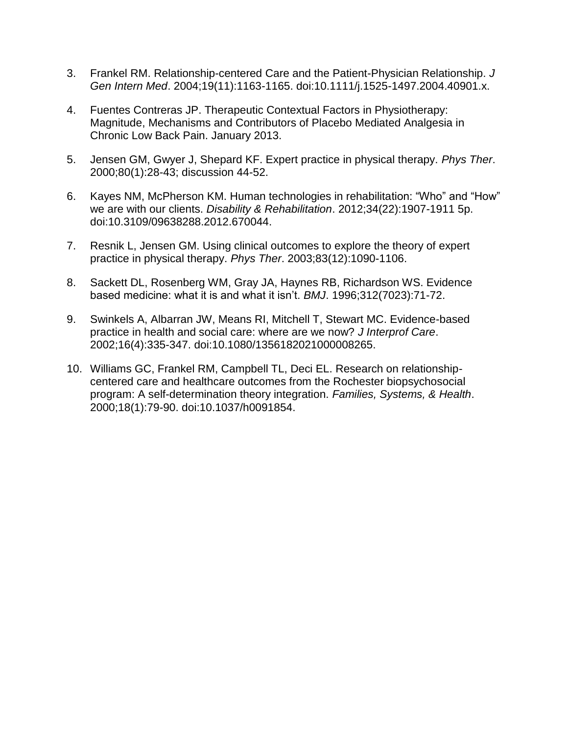3. Frankel RM. Relationship-centered Care and the Patient-Physician Relationship. *J Gen Intern Med*. 2004;19(11):1163-1165. doi:10.1111/j.1525-1497.2004.40901.x.

4. Fuentes Contreras JP. Therapeutic Contextual Factors in Physiotherapy: Magnitude, Mechanisms and Contributors of Placebo Mediated Analgesia in Chronic Low Back Pain. January 2013.

5. Jensen GM, Gwyer J, Shepard KF. Expert practice in physical therapy. *Phys Ther*. 2000;80(1):28-43; discussion 44-52.

6. Kayes NM, McPherson KM. Human technologies in rehabilitation: “Who” and “How” we are with our clients. *Disability & Rehabilitation*. 2012;34(22):1907-1911 5p. doi:10.3109/09638288.2012.670044.

7. Resnik L, Jensen GM. Using clinical outcomes to explore the theory of expert practice in physical therapy. *Phys Ther*. 2003;83(12):1090-1106.

8. Sackett DL, Rosenberg WM, Gray JA, Haynes RB, Richardson WS. Evidence based medicine: what it is and what it isn’t. *BMJ*. 1996;312(7023):71-72.

9. Swinkels A, Albarran JW, Means RI, Mitchell T, Stewart MC. Evidence-based practice in health and social care: where are we now? *J Interprof Care*. 2002;16(4):335-347. doi:10.1080/1356182021000008265.

10. Williams GC, Frankel RM, Campbell TL, Deci EL. Research on relationship-centered care and healthcare outcomes from the Rochester biopsychosocial program: A self-determination theory integration. *Families, Systems, & Health*. 2000;18(1):79-90. doi:10.1037/h0091854.